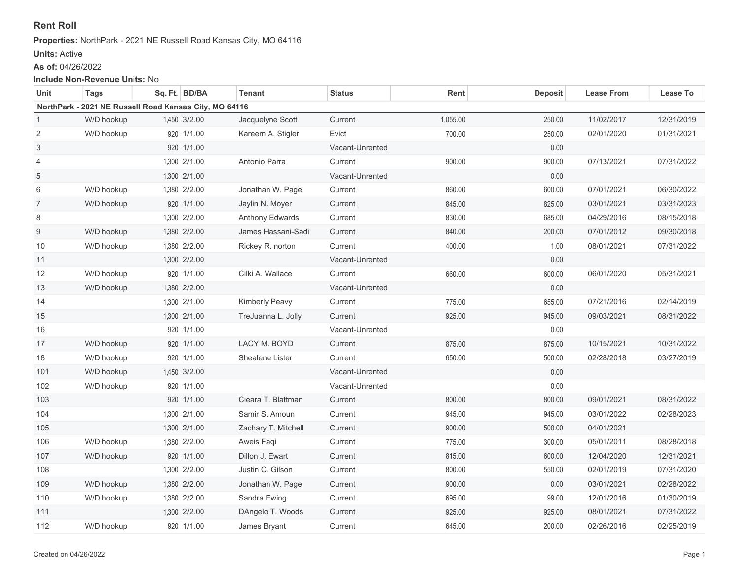# Rent Roll

**Properties:** NorthPark - 2021 NE Russell Road Kansas City, MO 64116

**Units:** Active

**As of:** 04/26/2022

**Include Non-Revenue Units:** No

| Unit | Tags | Sq. Ft. | BD/BA | Tenant | Status | Rent | Deposit | Lease From | Lease To |
|---|---|---|---|---|---|---|---|---|---|
| **NorthPark - 2021 NE Russell Road Kansas City, MO 64116** | | | | | | | | | |
| 1 | W/D hookup | 1,450 | 3/2.00 | Jacquelyne Scott | Current | 1,055.00 | 250.00 | 11/02/2017 | 12/31/2019 |
| 2 | W/D hookup | 920 | 1/1.00 | Kareem A. Stigler | Evict | 700.00 | 250.00 | 02/01/2020 | 01/31/2021 |
| 3 | | 920 | 1/1.00 | | Vacant-Unrented | | 0.00 | | |
| 4 | | 1,300 | 2/1.00 | Antonio Parra | Current | 900.00 | 900.00 | 07/13/2021 | 07/31/2022 |
| 5 | | 1,300 | 2/1.00 | | Vacant-Unrented | | 0.00 | | |
| 6 | W/D hookup | 1,380 | 2/2.00 | Jonathan W. Page | Current | 860.00 | 600.00 | 07/01/2021 | 06/30/2022 |
| 7 | W/D hookup | 920 | 1/1.00 | Jaylin N. Moyer | Current | 845.00 | 825.00 | 03/01/2021 | 03/31/2023 |
| 8 | | 1,300 | 2/2.00 | Anthony Edwards | Current | 830.00 | 685.00 | 04/29/2016 | 08/15/2018 |
| 9 | W/D hookup | 1,380 | 2/2.00 | James Hassani-Sadi | Current | 840.00 | 200.00 | 07/01/2012 | 09/30/2018 |
| 10 | W/D hookup | 1,380 | 2/2.00 | Rickey R. norton | Current | 400.00 | 1.00 | 08/01/2021 | 07/31/2022 |
| 11 | | 1,300 | 2/2.00 | | Vacant-Unrented | | 0.00 | | |
| 12 | W/D hookup | 920 | 1/1.00 | Cilki A. Wallace | Current | 660.00 | 600.00 | 06/01/2020 | 05/31/2021 |
| 13 | W/D hookup | 1,380 | 2/2.00 | | Vacant-Unrented | | 0.00 | | |
| 14 | | 1,300 | 2/1.00 | Kimberly Peavy | Current | 775.00 | 655.00 | 07/21/2016 | 02/14/2019 |
| 15 | | 1,300 | 2/1.00 | TreJuanna L. Jolly | Current | 925.00 | 945.00 | 09/03/2021 | 08/31/2022 |
| 16 | | 920 | 1/1.00 | | Vacant-Unrented | | 0.00 | | |
| 17 | W/D hookup | 920 | 1/1.00 | LACY M. BOYD | Current | 875.00 | 875.00 | 10/15/2021 | 10/31/2022 |
| 18 | W/D hookup | 920 | 1/1.00 | Shealene Lister | Current | 650.00 | 500.00 | 02/28/2018 | 03/27/2019 |
| 101 | W/D hookup | 1,450 | 3/2.00 | | Vacant-Unrented | | 0.00 | | |
| 102 | W/D hookup | 920 | 1/1.00 | | Vacant-Unrented | | 0.00 | | |
| 103 | | 920 | 1/1.00 | Cieara T. Blattman | Current | 800.00 | 800.00 | 09/01/2021 | 08/31/2022 |
| 104 | | 1,300 | 2/1.00 | Samir S. Amoun | Current | 945.00 | 945.00 | 03/01/2022 | 02/28/2023 |
| 105 | | 1,300 | 2/1.00 | Zachary T. Mitchell | Current | 900.00 | 500.00 | 04/01/2021 | |
| 106 | W/D hookup | 1,380 | 2/2.00 | Aweis Faqi | Current | 775.00 | 300.00 | 05/01/2011 | 08/28/2018 |
| 107 | W/D hookup | 920 | 1/1.00 | Dillon J. Ewart | Current | 815.00 | 600.00 | 12/04/2020 | 12/31/2021 |
| 108 | | 1,300 | 2/2.00 | Justin C. Gilson | Current | 800.00 | 550.00 | 02/01/2019 | 07/31/2020 |
| 109 | W/D hookup | 1,380 | 2/2.00 | Jonathan W. Page | Current | 900.00 | 0.00 | 03/01/2021 | 02/28/2022 |
| 110 | W/D hookup | 1,380 | 2/2.00 | Sandra Ewing | Current | 695.00 | 99.00 | 12/01/2016 | 01/30/2019 |
| 111 | | 1,300 | 2/2.00 | DAngelo T. Woods | Current | 925.00 | 925.00 | 08/01/2021 | 07/31/2022 |
| 112 | W/D hookup | 920 | 1/1.00 | James Bryant | Current | 645.00 | 200.00 | 02/26/2016 | 02/25/2019 |

Created on 04/26/2022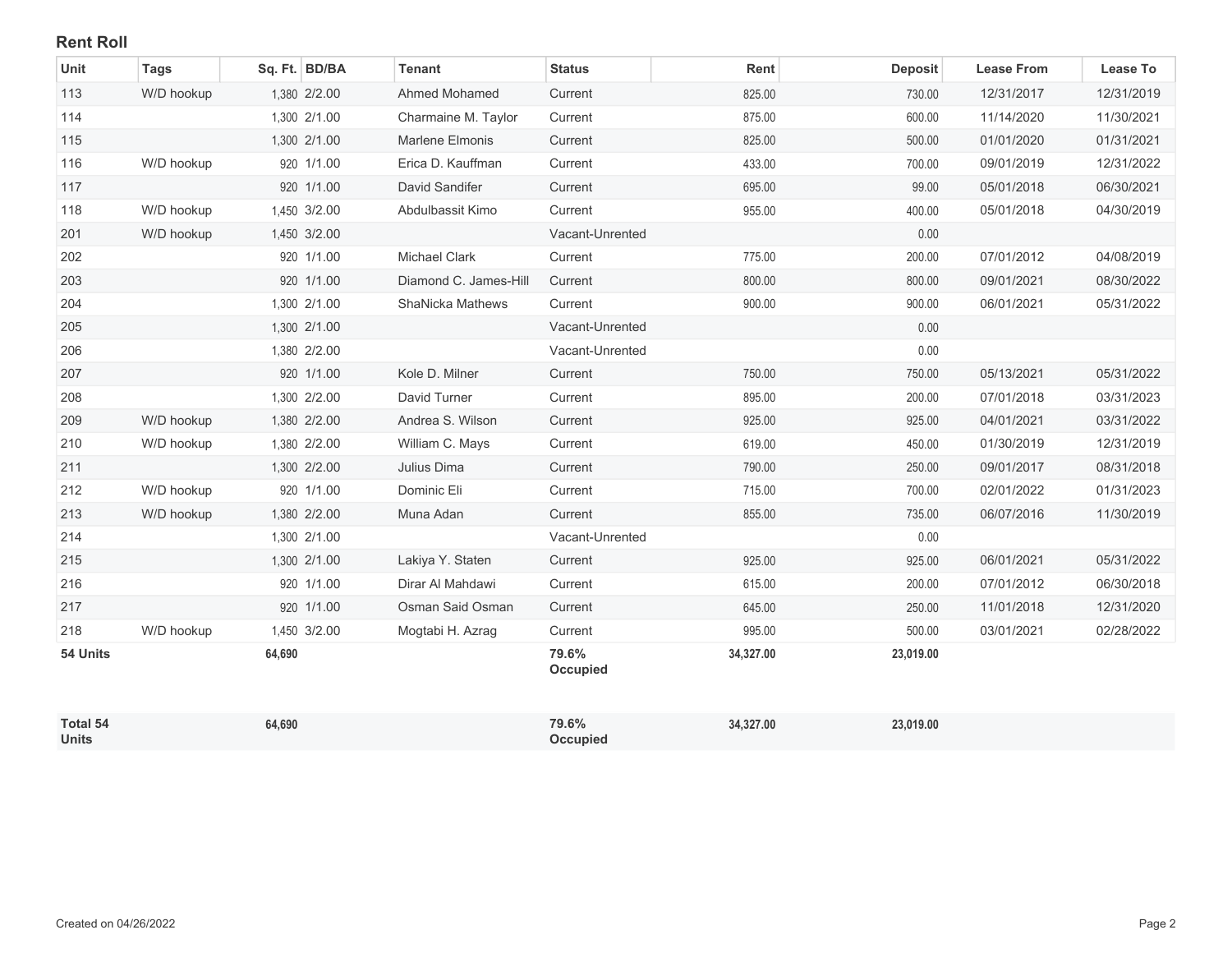## Rent Roll

| Unit | Tags | Sq. Ft. | BD/BA | Tenant | Status | Rent | Deposit | Lease From | Lease To |
|---|---|---|---|---|---|---|---|---|---|
| 113 | W/D hookup | 1,380 | 2/2.00 | Ahmed Mohamed | Current | 825.00 | 730.00 | 12/31/2017 | 12/31/2019 |
| 114 | | 1,300 | 2/1.00 | Charmaine M. Taylor | Current | 875.00 | 600.00 | 11/14/2020 | 11/30/2021 |
| 115 | | 1,300 | 2/1.00 | Marlene Elmonis | Current | 825.00 | 500.00 | 01/01/2020 | 01/31/2021 |
| 116 | W/D hookup | 920 | 1/1.00 | Erica D. Kauffman | Current | 433.00 | 700.00 | 09/01/2019 | 12/31/2022 |
| 117 | | 920 | 1/1.00 | David Sandifer | Current | 695.00 | 99.00 | 05/01/2018 | 06/30/2021 |
| 118 | W/D hookup | 1,450 | 3/2.00 | Abdulbassit Kimo | Current | 955.00 | 400.00 | 05/01/2018 | 04/30/2019 |
| 201 | W/D hookup | 1,450 | 3/2.00 | | Vacant-Unrented | | 0.00 | | |
| 202 | | 920 | 1/1.00 | Michael Clark | Current | 775.00 | 200.00 | 07/01/2012 | 04/08/2019 |
| 203 | | 920 | 1/1.00 | Diamond C. James-Hill | Current | 800.00 | 800.00 | 09/01/2021 | 08/30/2022 |
| 204 | | 1,300 | 2/1.00 | ShaNicka Mathews | Current | 900.00 | 900.00 | 06/01/2021 | 05/31/2022 |
| 205 | | 1,300 | 2/1.00 | | Vacant-Unrented | | 0.00 | | |
| 206 | | 1,380 | 2/2.00 | | Vacant-Unrented | | 0.00 | | |
| 207 | | 920 | 1/1.00 | Kole D. Milner | Current | 750.00 | 750.00 | 05/13/2021 | 05/31/2022 |
| 208 | | 1,300 | 2/2.00 | David Turner | Current | 895.00 | 200.00 | 07/01/2018 | 03/31/2023 |
| 209 | W/D hookup | 1,380 | 2/2.00 | Andrea S. Wilson | Current | 925.00 | 925.00 | 04/01/2021 | 03/31/2022 |
| 210 | W/D hookup | 1,380 | 2/2.00 | William C. Mays | Current | 619.00 | 450.00 | 01/30/2019 | 12/31/2019 |
| 211 | | 1,300 | 2/2.00 | Julius Dima | Current | 790.00 | 250.00 | 09/01/2017 | 08/31/2018 |
| 212 | W/D hookup | 920 | 1/1.00 | Dominic Eli | Current | 715.00 | 700.00 | 02/01/2022 | 01/31/2023 |
| 213 | W/D hookup | 1,380 | 2/2.00 | Muna Adan | Current | 855.00 | 735.00 | 06/07/2016 | 11/30/2019 |
| 214 | | 1,300 | 2/1.00 | | Vacant-Unrented | | 0.00 | | |
| 215 | | 1,300 | 2/1.00 | Lakiya Y. Staten | Current | 925.00 | 925.00 | 06/01/2021 | 05/31/2022 |
| 216 | | 920 | 1/1.00 | Dirar Al Mahdawi | Current | 615.00 | 200.00 | 07/01/2012 | 06/30/2018 |
| 217 | | 920 | 1/1.00 | Osman Said Osman | Current | 645.00 | 250.00 | 11/01/2018 | 12/31/2020 |
| 218 | W/D hookup | 1,450 | 3/2.00 | Mogtabi H. Azrag | Current | 995.00 | 500.00 | 03/01/2021 | 02/28/2022 |
| **54 Units** | | **64,690** | | | **79.6% Occupied** | **34,327.00** | **23,019.00** | | |
| **Total 54 Units** | | **64,690** | | | **79.6% Occupied** | **34,327.00** | **23,019.00** | | |

Created on 04/26/2022